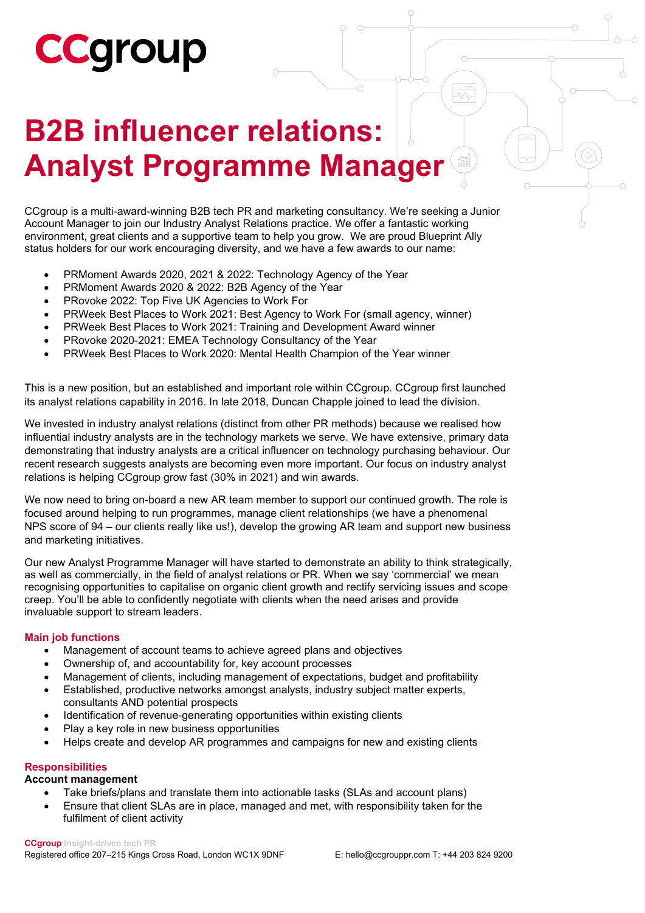# CCgroup

# B2B influencer relations: Analyst Programme Manager

CCgroup is a multi-award-winning B2B tech PR and marketing consultancy. We're seeking a Junior Account Manager to join our Industry Analyst Relations practice. We offer a fantastic working environment, great clients and a supportive team to help you grow. We are proud Blueprint Ally status holders for our work encouraging diversity, and we have a few awards to our name:

- PRMoment Awards 2020, 2021 & 2022: Technology Agency of the Year
- PRMoment Awards 2020 & 2022: B2B Agency of the Year
- PRovoke 2022: Top Five UK Agencies to Work For
- PRWeek Best Places to Work 2021: Best Agency to Work For (small agency, winner)
- PRWeek Best Places to Work 2021: Training and Development Award winner
- PRovoke 2020-2021: EMEA Technology Consultancy of the Year
- PRWeek Best Places to Work 2020: Mental Health Champion of the Year winner

This is a new position, but an established and important role within CCgroup. CCgroup first launched its analyst relations capability in 2016. In late 2018, Duncan Chapple joined to lead the division.

We invested in industry analyst relations (distinct from other PR methods) because we realised how influential industry analysts are in the technology markets we serve. We have extensive, primary data demonstrating that industry analysts are a critical influencer on technology purchasing behaviour. Our recent research suggests analysts are becoming even more important. Our focus on industry analyst relations is helping CCgroup grow fast (30% in 2021) and win awards.

We now need to bring on-board a new AR team member to support our continued growth. The role is focused around helping to run programmes, manage client relationships (we have a phenomenal NPS score of 94 – our clients really like us!), develop the growing AR team and support new business and marketing initiatives.

Our new Analyst Programme Manager will have started to demonstrate an ability to think strategically, as well as commercially, in the field of analyst relations or PR. When we say 'commercial' we mean recognising opportunities to capitalise on organic client growth and rectify servicing issues and scope creep. You'll be able to confidently negotiate with clients when the need arises and provide invaluable support to stream leaders.

## Main job functions

- Management of account teams to achieve agreed plans and objectives
- Ownership of, and accountability for, key account processes
- Management of clients, including management of expectations, budget and profitability
- Established, productive networks amongst analysts, industry subject matter experts, consultants AND potential prospects
- Identification of revenue-generating opportunities within existing clients
- Play a key role in new business opportunities
- Helps create and develop AR programmes and campaigns for new and existing clients

## Responsibilities

### Account management

- Take briefs/plans and translate them into actionable tasks (SLAs and account plans)
- Ensure that client SLAs are in place, managed and met, with responsibility taken for the fulfilment of client activity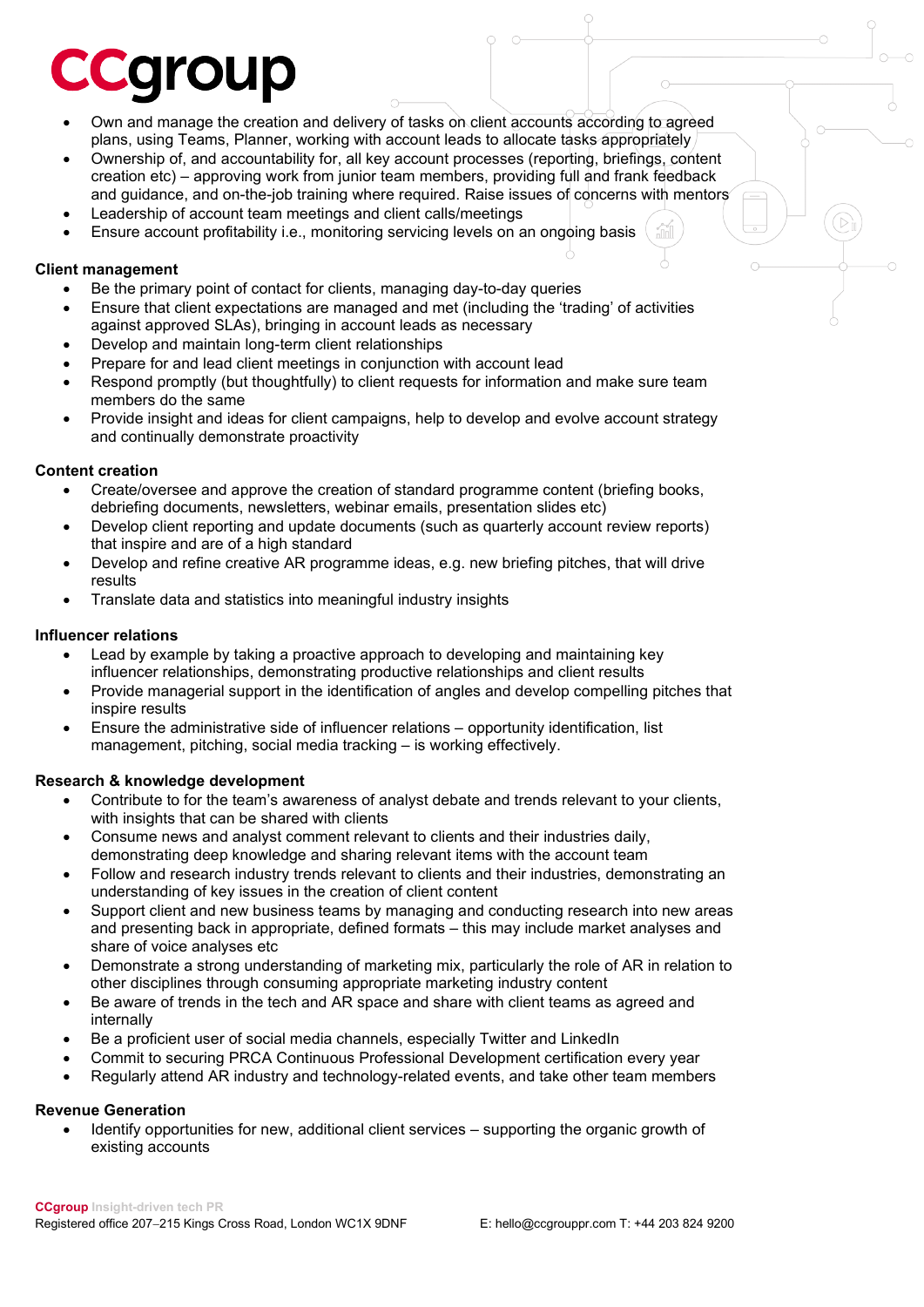- Own and manage the creation and delivery of tasks on client accounts according to agreed plans, using Teams, Planner, working with account leads to allocate tasks appropriately
- Ownership of, and accountability for, all key account processes (reporting, briefings, content creation etc) – approving work from junior team members, providing full and frank feedback and guidance, and on-the-job training where required. Raise issues of concerns with mentors
- Leadership of account team meetings and client calls/meetings
- Ensure account profitability i.e., monitoring servicing levels on an ongoing basis

**Client management**

- Be the primary point of contact for clients, managing day-to-day queries
- Ensure that client expectations are managed and met (including the 'trading' of activities against approved SLAs), bringing in account leads as necessary
- Develop and maintain long-term client relationships
- Prepare for and lead client meetings in conjunction with account lead
- Respond promptly (but thoughtfully) to client requests for information and make sure team members do the same
- Provide insight and ideas for client campaigns, help to develop and evolve account strategy and continually demonstrate proactivity

**Content creation**

- Create/oversee and approve the creation of standard programme content (briefing books, debriefing documents, newsletters, webinar emails, presentation slides etc)
- Develop client reporting and update documents (such as quarterly account review reports) that inspire and are of a high standard
- Develop and refine creative AR programme ideas, e.g. new briefing pitches, that will drive results
- Translate data and statistics into meaningful industry insights

**Influencer relations**

- Lead by example by taking a proactive approach to developing and maintaining key influencer relationships, demonstrating productive relationships and client results
- Provide managerial support in the identification of angles and develop compelling pitches that inspire results
- Ensure the administrative side of influencer relations – opportunity identification, list management, pitching, social media tracking – is working effectively.

**Research & knowledge development**

- Contribute to for the team's awareness of analyst debate and trends relevant to your clients, with insights that can be shared with clients
- Consume news and analyst comment relevant to clients and their industries daily, demonstrating deep knowledge and sharing relevant items with the account team
- Follow and research industry trends relevant to clients and their industries, demonstrating an understanding of key issues in the creation of client content
- Support client and new business teams by managing and conducting research into new areas and presenting back in appropriate, defined formats – this may include market analyses and share of voice analyses etc
- Demonstrate a strong understanding of marketing mix, particularly the role of AR in relation to other disciplines through consuming appropriate marketing industry content
- Be aware of trends in the tech and AR space and share with client teams as agreed and internally
- Be a proficient user of social media channels, especially Twitter and LinkedIn
- Commit to securing PRCA Continuous Professional Development certification every year
- Regularly attend AR industry and technology-related events, and take other team members

**Revenue Generation**

- Identify opportunities for new, additional client services – supporting the organic growth of existing accounts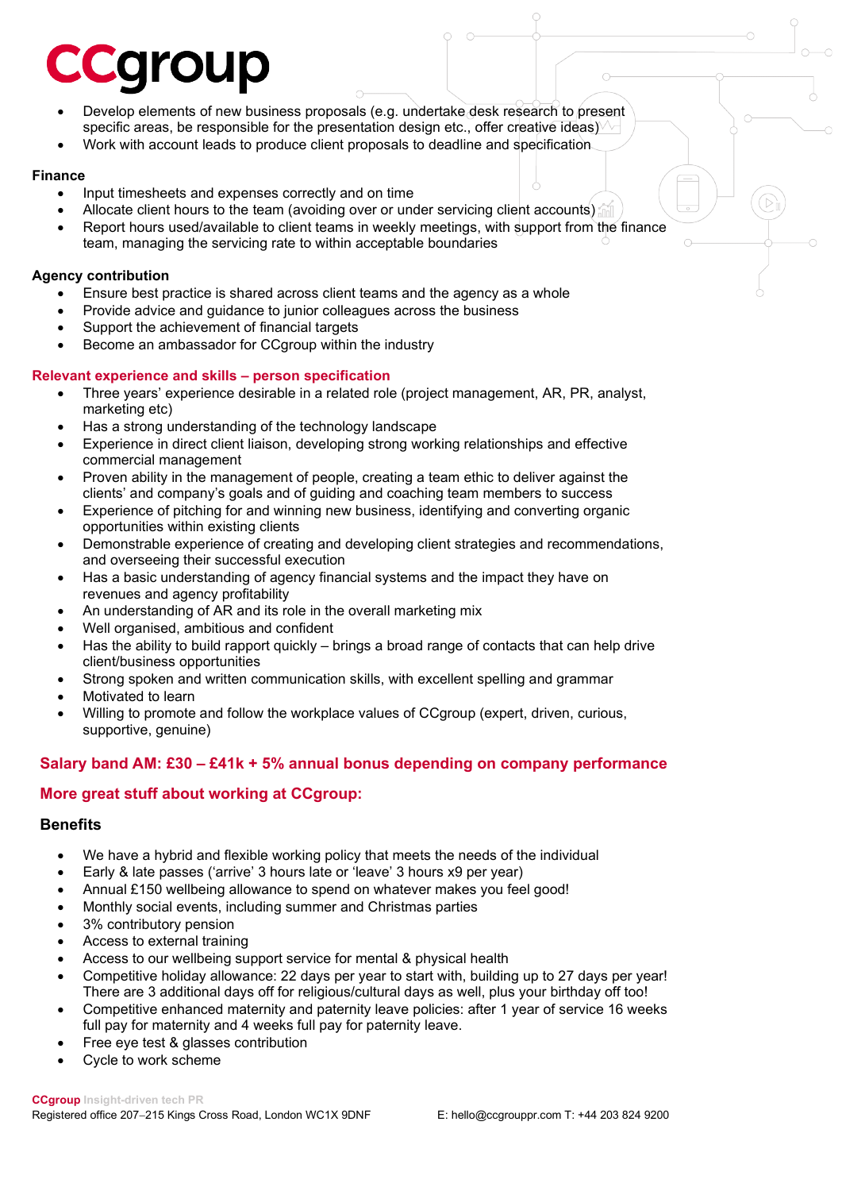- Develop elements of new business proposals (e.g. undertake desk research to present specific areas, be responsible for the presentation design etc., offer creative ideas)
- Work with account leads to produce client proposals to deadline and specification

**Finance**

- Input timesheets and expenses correctly and on time
- Allocate client hours to the team (avoiding over or under servicing client accounts)
- Report hours used/available to client teams in weekly meetings, with support from the finance team, managing the servicing rate to within acceptable boundaries

**Agency contribution**

- Ensure best practice is shared across client teams and the agency as a whole
- Provide advice and guidance to junior colleagues across the business
- Support the achievement of financial targets
- Become an ambassador for CCgroup within the industry

**Relevant experience and skills – person specification**

- Three years' experience desirable in a related role (project management, AR, PR, analyst, marketing etc)
- Has a strong understanding of the technology landscape
- Experience in direct client liaison, developing strong working relationships and effective commercial management
- Proven ability in the management of people, creating a team ethic to deliver against the clients' and company's goals and of guiding and coaching team members to success
- Experience of pitching for and winning new business, identifying and converting organic opportunities within existing clients
- Demonstrable experience of creating and developing client strategies and recommendations, and overseeing their successful execution
- Has a basic understanding of agency financial systems and the impact they have on revenues and agency profitability
- An understanding of AR and its role in the overall marketing mix
- Well organised, ambitious and confident
- Has the ability to build rapport quickly – brings a broad range of contacts that can help drive client/business opportunities
- Strong spoken and written communication skills, with excellent spelling and grammar
- Motivated to learn
- Willing to promote and follow the workplace values of CCgroup (expert, driven, curious, supportive, genuine)

## Salary band AM: £30 – £41k + 5% annual bonus depending on company performance

## More great stuff about working at CCgroup:

### Benefits

- We have a hybrid and flexible working policy that meets the needs of the individual
- Early & late passes ('arrive' 3 hours late or 'leave' 3 hours x9 per year)
- Annual £150 wellbeing allowance to spend on whatever makes you feel good!
- Monthly social events, including summer and Christmas parties
- 3% contributory pension
- Access to external training
- Access to our wellbeing support service for mental & physical health
- Competitive holiday allowance: 22 days per year to start with, building up to 27 days per year! There are 3 additional days off for religious/cultural days as well, plus your birthday off too!
- Competitive enhanced maternity and paternity leave policies: after 1 year of service 16 weeks full pay for maternity and 4 weeks full pay for paternity leave.
- Free eye test & glasses contribution
- Cycle to work scheme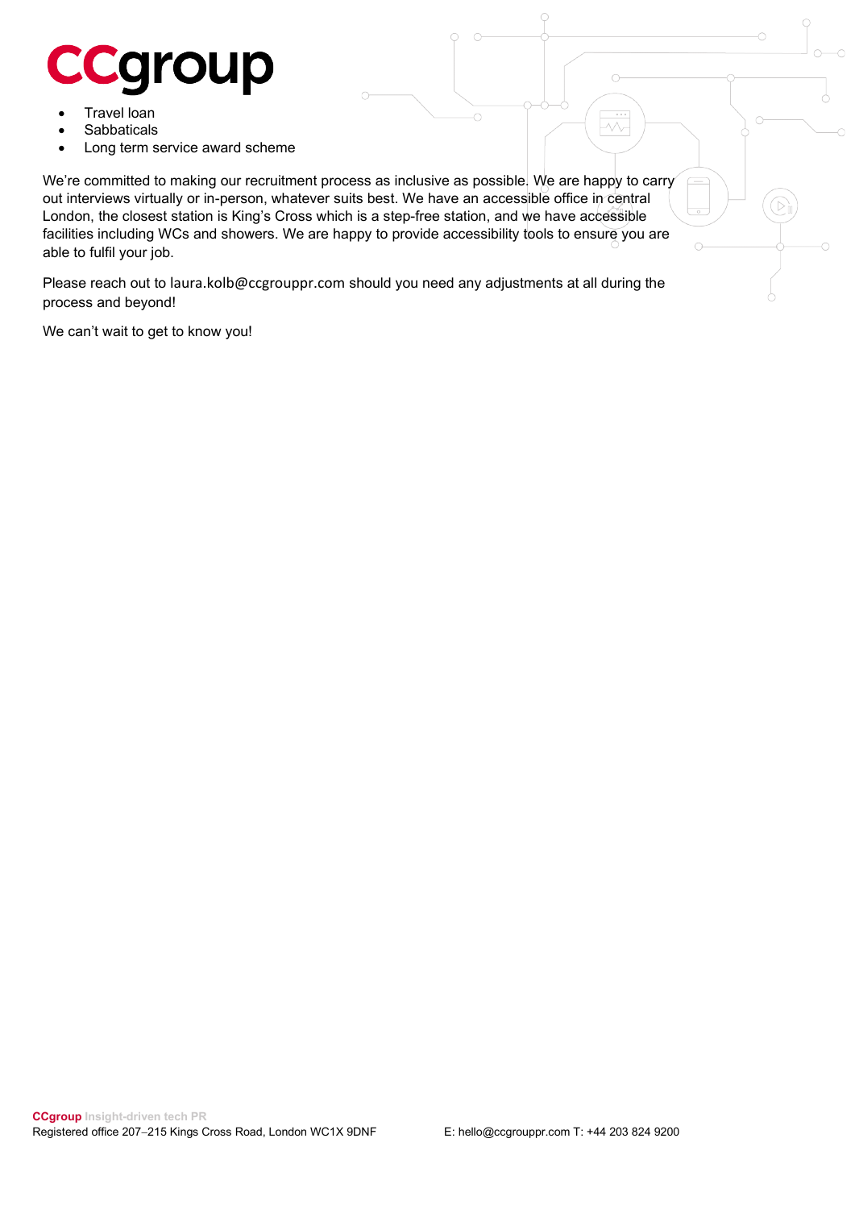- Travel loan
- Sabbaticals
- Long term service award scheme

We're committed to making our recruitment process as inclusive as possible. We are happy to carry out interviews virtually or in-person, whatever suits best. We have an accessible office in central London, the closest station is King's Cross which is a step-free station, and we have accessible facilities including WCs and showers. We are happy to provide accessibility tools to ensure you are able to fulfil your job.

Please reach out to laura.kolb@ccgrouppr.com should you need any adjustments at all during the process and beyond!

We can't wait to get to know you!